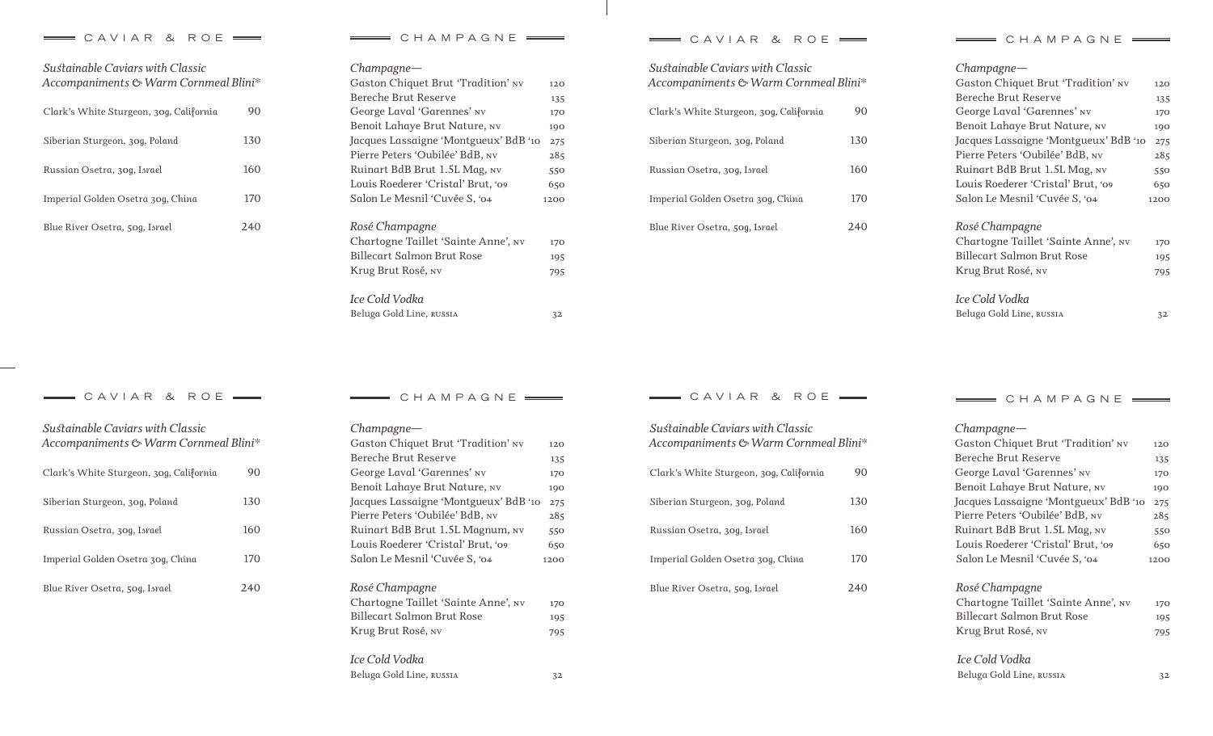## CAVIAR & ROE

*Sustainable Caviars with Classic Accompaniments & Warm Cornmeal Blini**

| Item | Price |
|---|---|
| Clark's White Sturgeon, 30g, California | 90 |
| Siberian Sturgeon, 30g, Poland | 130 |
| Russian Osetra, 30g, Israel | 160 |
| Imperial Golden Osetra 30g, China | 170 |
| Blue River Osetra, 50g, Israel | 240 |

## CHAMPAGNE

*Champagne—*

| Item | Price |
|---|---|
| Gaston Chiquet Brut 'Tradition' NV | 120 |
| Bereche Brut Reserve | 135 |
| George Laval 'Garennes' NV | 170 |
| Benoit Lahaye Brut Nature, NV | 190 |
| Jacques Lassaigne 'Montgueux' BdB '10 | 275 |
| Pierre Peters 'Oubilée' BdB, NV | 285 |
| Ruinart BdB Brut 1.5L Mag, NV | 550 |
| Louis Roederer 'Cristal' Brut, '09 | 650 |
| Salon Le Mesnil 'Cuvée S, '04 | 1200 |

*Rosé Champagne*

| Item | Price |
|---|---|
| Chartogne Taillet 'Sainte Anne', NV | 170 |
| Billecart Salmon Brut Rose | 195 |
| Krug Brut Rosé, NV | 795 |

*Ice Cold Vodka*

| Item | Price |
|---|---|
| Beluga Gold Line, RUSSIA | 32 |

## CAVIAR & ROE

*Sustainable Caviars with Classic Accompaniments & Warm Cornmeal Blini**

| Item | Price |
|---|---|
| Clark's White Sturgeon, 30g, California | 90 |
| Siberian Sturgeon, 30g, Poland | 130 |
| Russian Osetra, 30g, Israel | 160 |
| Imperial Golden Osetra 30g, China | 170 |
| Blue River Osetra, 50g, Israel | 240 |

## CHAMPAGNE

*Champagne—*

| Item | Price |
|---|---|
| Gaston Chiquet Brut 'Tradition' NV | 120 |
| Bereche Brut Reserve | 135 |
| George Laval 'Garennes' NV | 170 |
| Benoit Lahaye Brut Nature, NV | 190 |
| Jacques Lassaigne 'Montgueux' BdB '10 | 275 |
| Pierre Peters 'Oubilée' BdB, NV | 285 |
| Ruinart BdB Brut 1.5L Mag, NV | 550 |
| Louis Roederer 'Cristal' Brut, '09 | 650 |
| Salon Le Mesnil 'Cuvée S, '04 | 1200 |

*Rosé Champagne*

| Item | Price |
|---|---|
| Chartogne Taillet 'Sainte Anne', NV | 170 |
| Billecart Salmon Brut Rose | 195 |
| Krug Brut Rosé, NV | 795 |

*Ice Cold Vodka*

| Item | Price |
|---|---|
| Beluga Gold Line, RUSSIA | 32 |

## CAVIAR & ROE

*Sustainable Caviars with Classic Accompaniments & Warm Cornmeal Blini**

| Item | Price |
|---|---|
| Clark's White Sturgeon, 30g, California | 90 |
| Siberian Sturgeon, 30g, Poland | 130 |
| Russian Osetra, 30g, Israel | 160 |
| Imperial Golden Osetra 30g, China | 170 |
| Blue River Osetra, 50g, Israel | 240 |

## CHAMPAGNE

*Champagne—*

| Item | Price |
|---|---|
| Gaston Chiquet Brut 'Tradition' NV | 120 |
| Bereche Brut Reserve | 135 |
| George Laval 'Garennes' NV | 170 |
| Benoit Lahaye Brut Nature, NV | 190 |
| Jacques Lassaigne 'Montgueux' BdB '10 | 275 |
| Pierre Peters 'Oubilée' BdB, NV | 285 |
| Ruinart BdB Brut 1.5L Magnum, NV | 550 |
| Louis Roederer 'Cristal' Brut, '09 | 650 |
| Salon Le Mesnil 'Cuvée S, '04 | 1200 |

*Rosé Champagne*

| Item | Price |
|---|---|
| Chartogne Taillet 'Sainte Anne', NV | 170 |
| Billecart Salmon Brut Rose | 195 |
| Krug Brut Rosé, NV | 795 |

*Ice Cold Vodka*

| Item | Price |
|---|---|
| Beluga Gold Line, RUSSIA | 32 |

## CAVIAR & ROE

*Sustainable Caviars with Classic Accompaniments & Warm Cornmeal Blini**

| Item | Price |
|---|---|
| Clark's White Sturgeon, 30g, California | 90 |
| Siberian Sturgeon, 30g, Poland | 130 |
| Russian Osetra, 30g, Israel | 160 |
| Imperial Golden Osetra 30g, China | 170 |
| Blue River Osetra, 50g, Israel | 240 |

## CHAMPAGNE

*Champagne—*

| Item | Price |
|---|---|
| Gaston Chiquet Brut 'Tradition' NV | 120 |
| Bereche Brut Reserve | 135 |
| George Laval 'Garennes' NV | 170 |
| Benoit Lahaye Brut Nature, NV | 190 |
| Jacques Lassaigne 'Montgueux' BdB '10 | 275 |
| Pierre Peters 'Oubilée' BdB, NV | 285 |
| Ruinart BdB Brut 1.5L Mag, NV | 550 |
| Louis Roederer 'Cristal' Brut, '09 | 650 |
| Salon Le Mesnil 'Cuvée S, '04 | 1200 |

*Rosé Champagne*

| Item | Price |
|---|---|
| Chartogne Taillet 'Sainte Anne', NV | 170 |
| Billecart Salmon Brut Rose | 195 |
| Krug Brut Rosé, NV | 795 |

*Ice Cold Vodka*

| Item | Price |
|---|---|
| Beluga Gold Line, RUSSIA | 32 |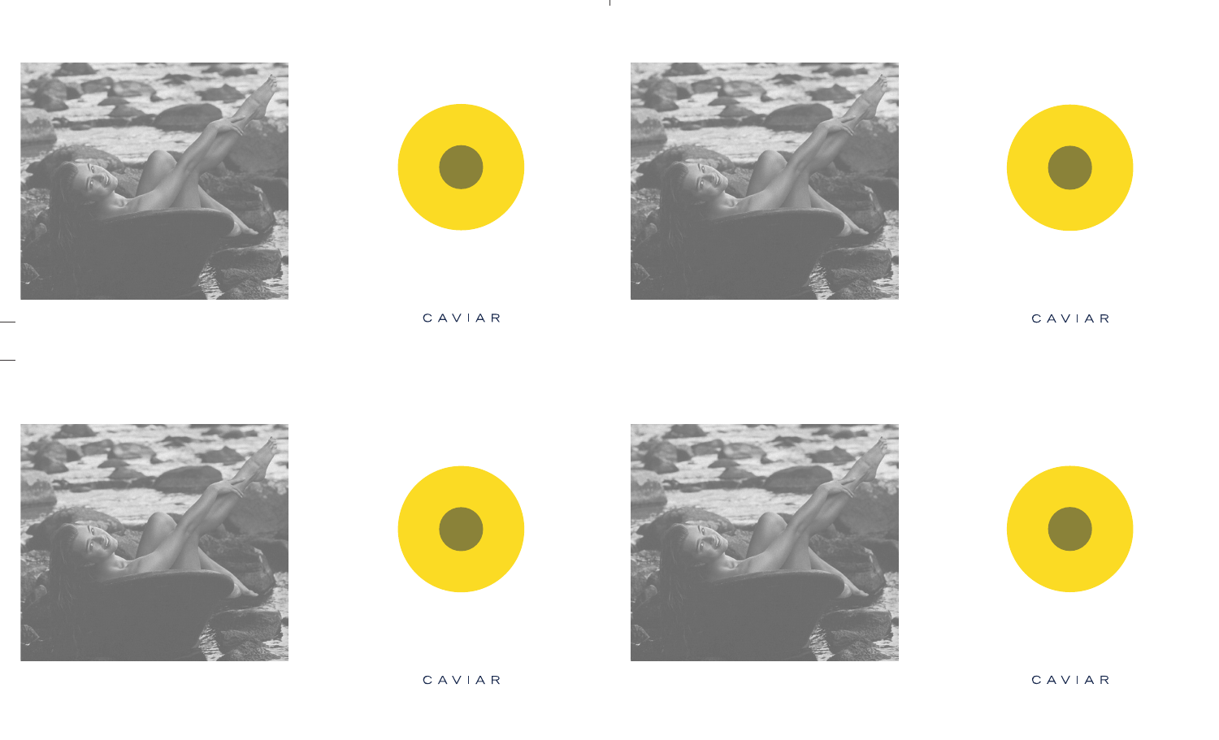CAVIAR

CAVIAR

CAVIAR

CAVIAR